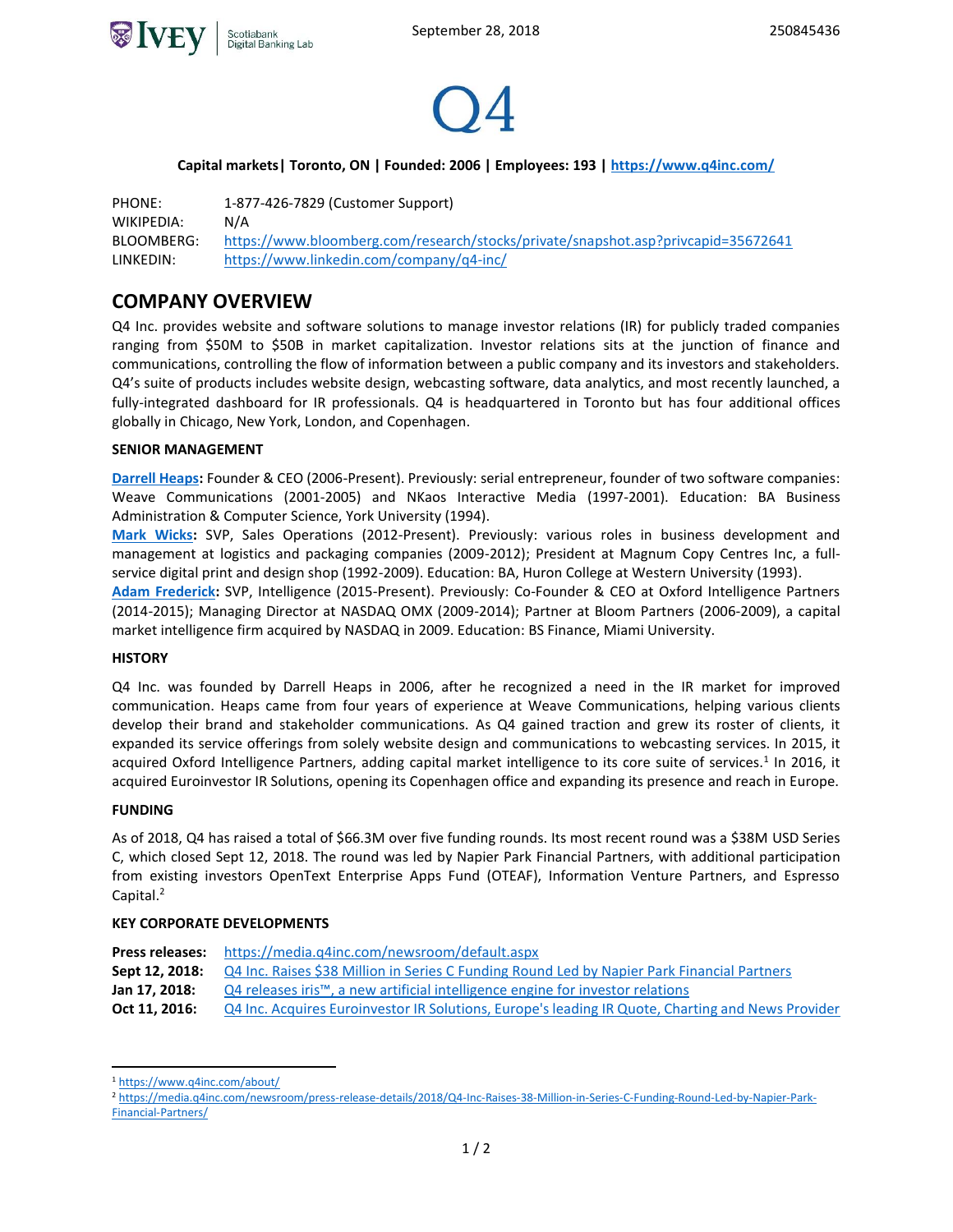# Q4

**Capital markets | Toronto, ON | Founded: 2006 | Employees: 193 | [https://www.q4inc.com/](https://www.q4inc.com/)**

| | |
|---|---|
| PHONE: | 1-877-426-7829 (Customer Support) |
| WIKIPEDIA: | N/A |
| BLOOMBERG: | [https://www.bloomberg.com/research/stocks/private/snapshot.asp?privcapid=35672641](https://www.bloomberg.com/research/stocks/private/snapshot.asp?privcapid=35672641) |
| LINKEDIN: | [https://www.linkedin.com/company/q4-inc/](https://www.linkedin.com/company/q4-inc/) |

## COMPANY OVERVIEW

Q4 Inc. provides website and software solutions to manage investor relations (IR) for publicly traded companies ranging from $50M to $50B in market capitalization. Investor relations sits at the junction of finance and communications, controlling the flow of information between a public company and its investors and stakeholders. Q4's suite of products includes website design, webcasting software, data analytics, and most recently launched, a fully-integrated dashboard for IR professionals. Q4 is headquartered in Toronto but has four additional offices globally in Chicago, New York, London, and Copenhagen.

### SENIOR MANAGEMENT

**Darrell Heaps:** Founder & CEO (2006-Present). Previously: serial entrepreneur, founder of two software companies: Weave Communications (2001-2005) and NKaos Interactive Media (1997-2001). Education: BA Business Administration & Computer Science, York University (1994).

**Mark Wicks:** SVP, Sales Operations (2012-Present). Previously: various roles in business development and management at logistics and packaging companies (2009-2012); President at Magnum Copy Centres Inc, a full-service digital print and design shop (1992-2009). Education: BA, Huron College at Western University (1993).

**Adam Frederick:** SVP, Intelligence (2015-Present). Previously: Co-Founder & CEO at Oxford Intelligence Partners (2014-2015); Managing Director at NASDAQ OMX (2009-2014); Partner at Bloom Partners (2006-2009), a capital market intelligence firm acquired by NASDAQ in 2009. Education: BS Finance, Miami University.

### HISTORY

Q4 Inc. was founded by Darrell Heaps in 2006, after he recognized a need in the IR market for improved communication. Heaps came from four years of experience at Weave Communications, helping various clients develop their brand and stakeholder communications. As Q4 gained traction and grew its roster of clients, it expanded its service offerings from solely website design and communications to webcasting services. In 2015, it acquired Oxford Intelligence Partners, adding capital market intelligence to its core suite of services.[1] In 2016, it acquired Euroinvestor IR Solutions, opening its Copenhagen office and expanding its presence and reach in Europe.

### FUNDING

As of 2018, Q4 has raised a total of $66.3M over five funding rounds. Its most recent round was a $38M USD Series C, which closed Sept 12, 2018. The round was led by Napier Park Financial Partners, with additional participation from existing investors OpenText Enterprise Apps Fund (OTEAF), Information Venture Partners, and Espresso Capital.[2]

### KEY CORPORATE DEVELOPMENTS

| | |
|---|---|
| **Press releases:** | [https://media.q4inc.com/newsroom/default.aspx](https://media.q4inc.com/newsroom/default.aspx) |
| **Sept 12, 2018:** | Q4 Inc. Raises $38 Million in Series C Funding Round Led by Napier Park Financial Partners |
| **Jan 17, 2018:** | Q4 releases iris™, a new artificial intelligence engine for investor relations |
| **Oct 11, 2016:** | Q4 Inc. Acquires Euroinvestor IR Solutions, Europe's leading IR Quote, Charting and News Provider |

---

[1] [https://www.q4inc.com/about/](https://www.q4inc.com/about/)

[2] [https://media.q4inc.com/newsroom/press-release-details/2018/Q4-Inc-Raises-38-Million-in-Series-C-Funding-Round-Led-by-Napier-Park-Financial-Partners/](https://media.q4inc.com/newsroom/press-release-details/2018/Q4-Inc-Raises-38-Million-in-Series-C-Funding-Round-Led-by-Napier-Park-Financial-Partners/)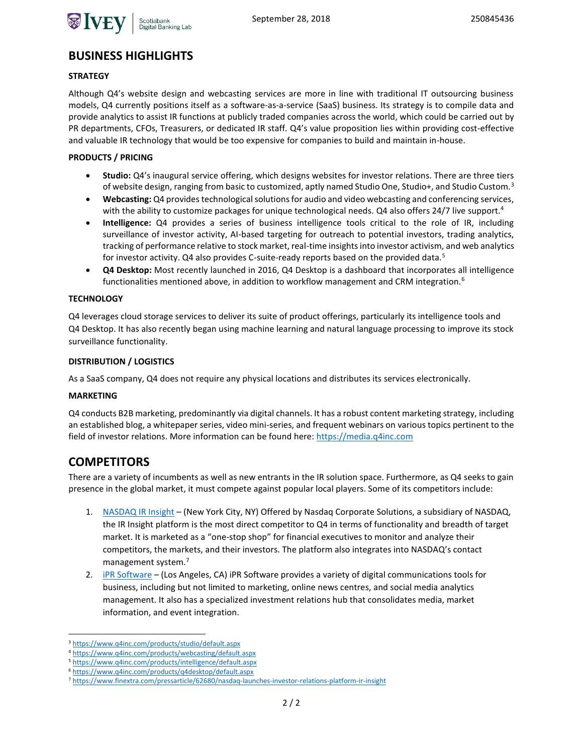## BUSINESS HIGHLIGHTS

### STRATEGY

Although Q4's website design and webcasting services are more in line with traditional IT outsourcing business models, Q4 currently positions itself as a software-as-a-service (SaaS) business. Its strategy is to compile data and provide analytics to assist IR functions at publicly traded companies across the world, which could be carried out by PR departments, CFOs, Treasurers, or dedicated IR staff. Q4's value proposition lies within providing cost-effective and valuable IR technology that would be too expensive for companies to build and maintain in-house.

### PRODUCTS / PRICING

- **Studio:** Q4's inaugural service offering, which designs websites for investor relations. There are three tiers of website design, ranging from basic to customized, aptly named Studio One, Studio+, and Studio Custom.[3]
- **Webcasting:** Q4 provides technological solutions for audio and video webcasting and conferencing services, with the ability to customize packages for unique technological needs. Q4 also offers 24/7 live support.[4]
- **Intelligence:** Q4 provides a series of business intelligence tools critical to the role of IR, including surveillance of investor activity, AI-based targeting for outreach to potential investors, trading analytics, tracking of performance relative to stock market, real-time insights into investor activism, and web analytics for investor activity. Q4 also provides C-suite-ready reports based on the provided data.[5]
- **Q4 Desktop:** Most recently launched in 2016, Q4 Desktop is a dashboard that incorporates all intelligence functionalities mentioned above, in addition to workflow management and CRM integration.[6]

### TECHNOLOGY

Q4 leverages cloud storage services to deliver its suite of product offerings, particularly its intelligence tools and Q4 Desktop. It has also recently began using machine learning and natural language processing to improve its stock surveillance functionality.

### DISTRIBUTION / LOGISTICS

As a SaaS company, Q4 does not require any physical locations and distributes its services electronically.

### MARKETING

Q4 conducts B2B marketing, predominantly via digital channels. It has a robust content marketing strategy, including an established blog, a whitepaper series, video mini-series, and frequent webinars on various topics pertinent to the field of investor relations. More information can be found here: https://media.q4inc.com

## COMPETITORS

There are a variety of incumbents as well as new entrants in the IR solution space. Furthermore, as Q4 seeks to gain presence in the global market, it must compete against popular local players. Some of its competitors include:

1. NASDAQ IR Insight – (New York City, NY) Offered by Nasdaq Corporate Solutions, a subsidiary of NASDAQ, the IR Insight platform is the most direct competitor to Q4 in terms of functionality and breadth of target market. It is marketed as a "one-stop shop" for financial executives to monitor and analyze their competitors, the markets, and their investors. The platform also integrates into NASDAQ's contact management system.[7]
2. iPR Software – (Los Angeles, CA) iPR Software provides a variety of digital communications tools for business, including but not limited to marketing, online news centres, and social media analytics management. It also has a specialized investment relations hub that consolidates media, market information, and event integration.

---

[3] https://www.q4inc.com/products/studio/default.aspx
[4] https://www.q4inc.com/products/webcasting/default.aspx
[5] https://www.q4inc.com/products/intelligence/default.aspx
[6] https://www.q4inc.com/products/q4desktop/default.aspx
[7] https://www.finextra.com/pressarticle/62680/nasdaq-launches-investor-relations-platform-ir-insight